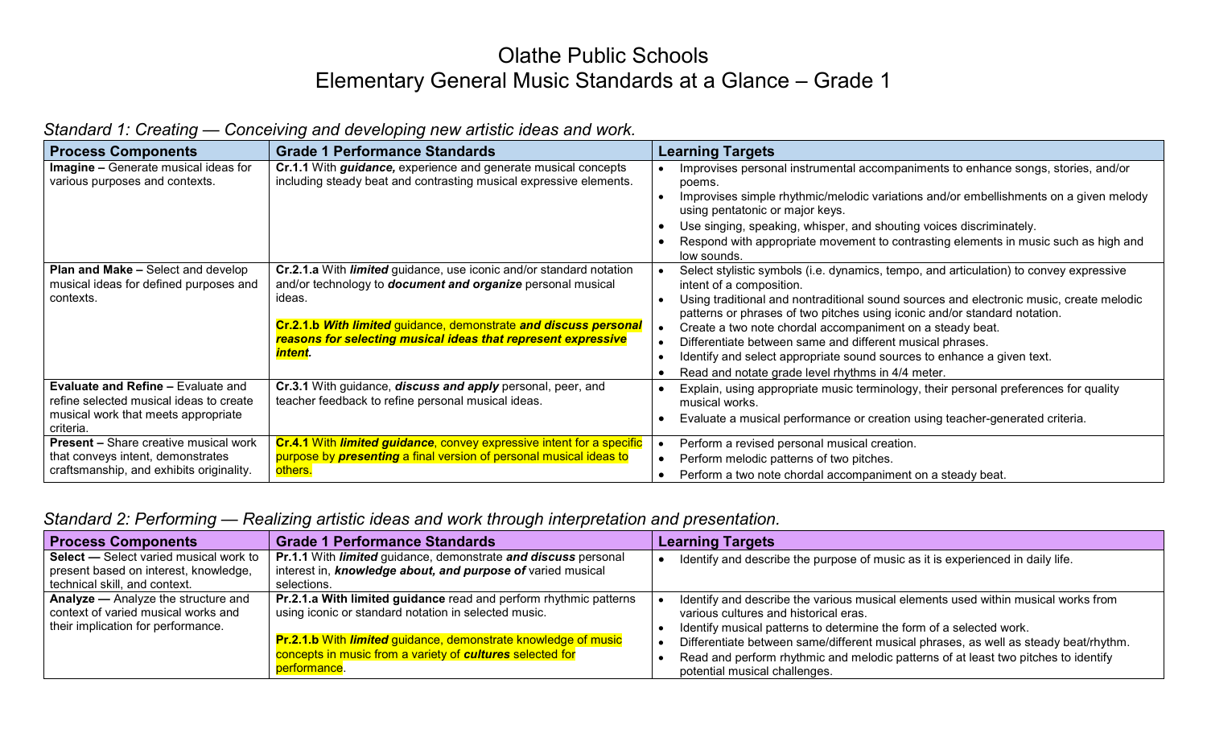# Olathe Public Schools
# Elementary General Music Standards at a Glance – Grade 1

## *Standard 1: Creating — Conceiving and developing new artistic ideas and work.*

| Process Components | Grade 1 Performance Standards | Learning Targets |
| --- | --- | --- |
| **Imagine –** Generate musical ideas for various purposes and contexts. | **Cr.1.1** With ***guidance,*** experience and generate musical concepts including steady beat and contrasting musical expressive elements. | • Improvises personal instrumental accompaniments to enhance songs, stories, and/or poems.<br>• Improvises simple rhythmic/melodic variations and/or embellishments on a given melody using pentatonic or major keys.<br>• Use singing, speaking, whisper, and shouting voices discriminately.<br>• Respond with appropriate movement to contrasting elements in music such as high and low sounds. |
| **Plan and Make –** Select and develop musical ideas for defined purposes and contexts. | **Cr.2.1.a** With ***limited*** guidance, use iconic and/or standard notation and/or technology to ***document and organize*** personal musical ideas.<br><br>**Cr.2.1.b *With limited*** guidance, demonstrate ***and discuss personal reasons for selecting musical ideas that represent expressive intent.*** | • Select stylistic symbols (i.e. dynamics, tempo, and articulation) to convey expressive intent of a composition.<br>• Using traditional and nontraditional sound sources and electronic music, create melodic patterns or phrases of two pitches using iconic and/or standard notation.<br>• Create a two note chordal accompaniment on a steady beat.<br>• Differentiate between same and different musical phrases.<br>• Identify and select appropriate sound sources to enhance a given text.<br>• Read and notate grade level rhythms in 4/4 meter. |
| **Evaluate and Refine –** Evaluate and refine selected musical ideas to create musical work that meets appropriate criteria. | **Cr.3.1** With guidance, ***discuss and apply*** personal, peer, and teacher feedback to refine personal musical ideas. | • Explain, using appropriate music terminology, their personal preferences for quality musical works.<br>• Evaluate a musical performance or creation using teacher-generated criteria. |
| **Present –** Share creative musical work that conveys intent, demonstrates craftsmanship, and exhibits originality. | **Cr.4.1** With ***limited guidance***, convey expressive intent for a specific purpose by ***presenting*** a final version of personal musical ideas to others. | • Perform a revised personal musical creation.<br>• Perform melodic patterns of two pitches.<br>• Perform a two note chordal accompaniment on a steady beat. |

## *Standard 2: Performing — Realizing artistic ideas and work through interpretation and presentation.*

| Process Components | Grade 1 Performance Standards | Learning Targets |
| --- | --- | --- |
| **Select —** Select varied musical work to present based on interest, knowledge, technical skill, and context. | **Pr.1.1** With ***limited*** guidance, demonstrate ***and discuss*** personal interest in, ***knowledge about, and purpose of*** varied musical selections. | • Identify and describe the purpose of music as it is experienced in daily life. |
| **Analyze —** Analyze the structure and context of varied musical works and their implication for performance. | **Pr.2.1.a With limited guidance** read and perform rhythmic patterns using iconic or standard notation in selected music.<br><br>**Pr.2.1.b** With ***limited*** guidance, demonstrate knowledge of music concepts in music from a variety of ***cultures*** selected for performance. | • Identify and describe the various musical elements used within musical works from various cultures and historical eras.<br>• Identify musical patterns to determine the form of a selected work.<br>• Differentiate between same/different musical phrases, as well as steady beat/rhythm.<br>• Read and perform rhythmic and melodic patterns of at least two pitches to identify potential musical challenges. |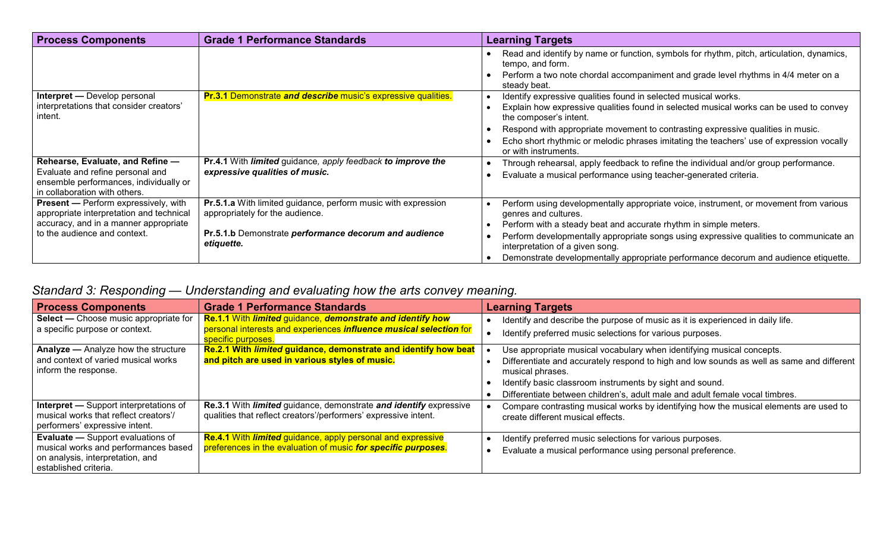| **Process Components** | **Grade 1 Performance Standards** | **Learning Targets** |
|---|---|---|
| | | • Read and identify by name or function, symbols for rhythm, pitch, articulation, dynamics, tempo, and form. <br> • Perform a two note chordal accompaniment and grade level rhythms in 4/4 meter on a steady beat. |
| **Interpret —** Develop personal interpretations that consider creators' intent. | **Pr.3.1** Demonstrate ***and describe*** music's expressive qualities. | • Identify expressive qualities found in selected musical works. <br> • Explain how expressive qualities found in selected musical works can be used to convey the composer's intent. <br> • Respond with appropriate movement to contrasting expressive qualities in music. <br> • Echo short rhythmic or melodic phrases imitating the teachers' use of expression vocally or with instruments. |
| **Rehearse, Evaluate, and Refine —** Evaluate and refine personal and ensemble performances, individually or in collaboration with others. | **Pr.4.1** With ***limited*** guidance, *apply feedback* ***to improve the expressive qualities of music.*** | • Through rehearsal, apply feedback to refine the individual and/or group performance. <br> • Evaluate a musical performance using teacher-generated criteria. |
| **Present —** Perform expressively, with appropriate interpretation and technical accuracy, and in a manner appropriate to the audience and context. | **Pr.5.1.a** With limited guidance, perform music with expression appropriately for the audience. <br><br> **Pr.5.1.b** Demonstrate ***performance decorum and audience etiquette.*** | • Perform using developmentally appropriate voice, instrument, or movement from various genres and cultures. <br> • Perform with a steady beat and accurate rhythm in simple meters. <br> • Perform developmentally appropriate songs using expressive qualities to communicate an interpretation of a given song. <br> • Demonstrate developmentally appropriate performance decorum and audience etiquette. |

## *Standard 3: Responding — Understanding and evaluating how the arts convey meaning.*

| **Process Components** | **Grade 1 Performance Standards** | **Learning Targets** |
|---|---|---|
| **Select —** Choose music appropriate for a specific purpose or context. | **Re.1.1** With ***limited*** guidance, ***demonstrate and identify how*** personal interests and experiences ***influence musical selection*** for specific purposes. | • Identify and describe the purpose of music as it is experienced in daily life. <br> • Identify preferred music selections for various purposes. |
| **Analyze —** Analyze how the structure and context of varied musical works inform the response. | **Re.2.1 With *limited* guidance, demonstrate and identify how beat and pitch are used in various styles of music.** | • Use appropriate musical vocabulary when identifying musical concepts. <br> • Differentiate and accurately respond to high and low sounds as well as same and different musical phrases. <br> • Identify basic classroom instruments by sight and sound. <br> • Differentiate between children's, adult male and adult female vocal timbres. |
| **Interpret —** Support interpretations of musical works that reflect creators'/ performers' expressive intent. | **Re.3.1** With ***limited*** guidance, demonstrate ***and identify*** expressive qualities that reflect creators'/performers' expressive intent. | • Compare contrasting musical works by identifying how the musical elements are used to create different musical effects. |
| **Evaluate —** Support evaluations of musical works and performances based on analysis, interpretation, and established criteria. | **Re.4.1** With ***limited*** guidance, apply personal and expressive preferences in the evaluation of music ***for specific purposes***. | • Identify preferred music selections for various purposes. <br> • Evaluate a musical performance using personal preference. |